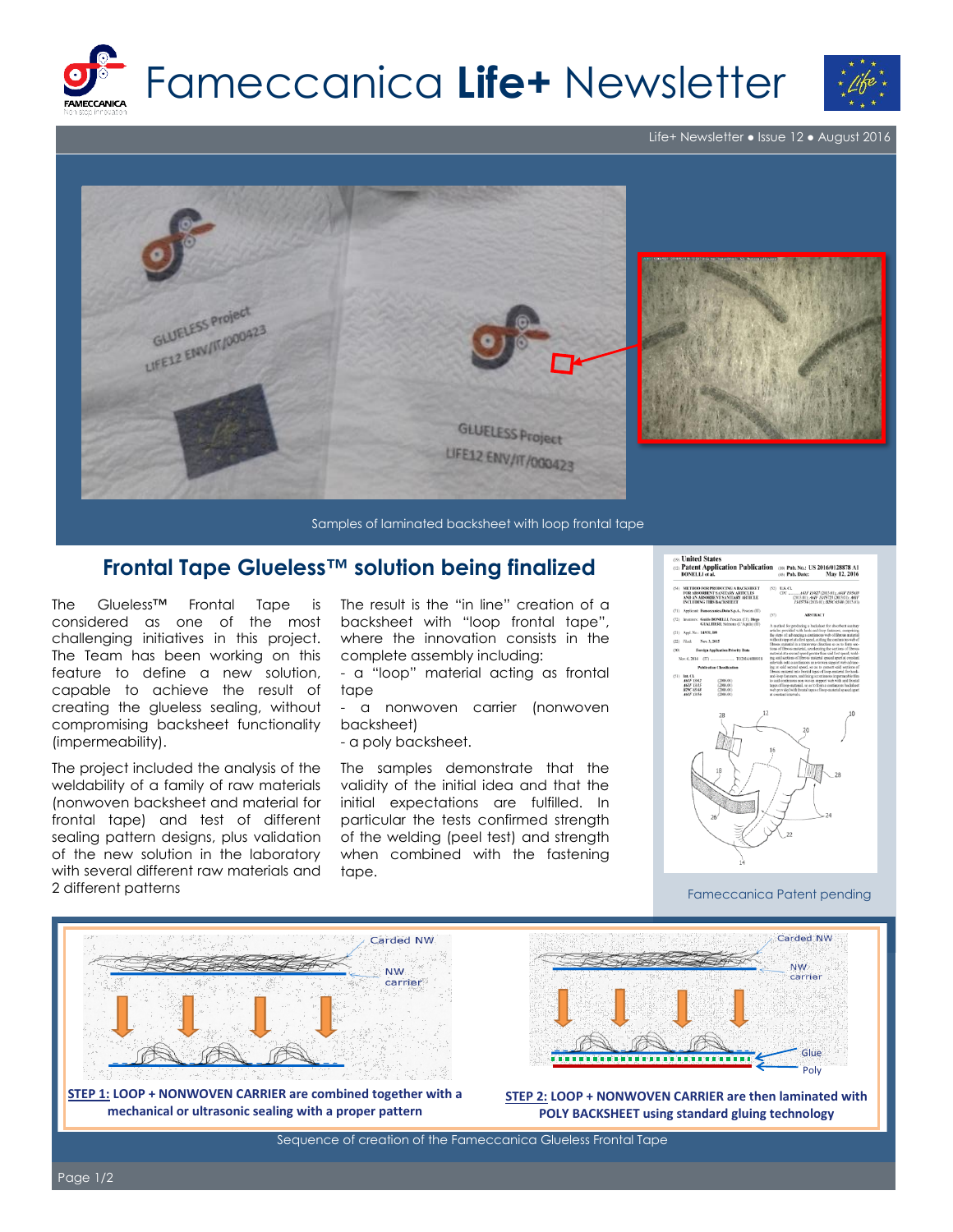# Fameccanica **Life+** Newsletter

Life+ Newsletter • Issue 12 • August 2016

Samples of laminated backsheet with loop frontal tape

## Frontal Tape Glueless™ solution being finalized

The Glueless™ Frontal Tape is considered as one of the most challenging initiatives in this project. The Team has been working on this feature to define a new solution, capable to achieve the result of creating the glueless sealing, without compromising backsheet functionality (impermeability).

The project included the analysis of the weldability of a family of raw materials (nonwoven backsheet and material for frontal tape) and test of different sealing pattern designs, plus validation of the new solution in the laboratory with several different raw materials and 2 different patterns

The result is the "in line" creation of a backsheet with "loop frontal tape", where the innovation consists in the complete assembly including:

- a "loop" material acting as frontal tape
- a nonwoven carrier (nonwoven backsheet)
- a poly backsheet.

The samples demonstrate that the validity of the initial idea and that the initial expectations are fulfilled. In particular the tests confirmed strength of the welding (peel test) and strength when combined with the fastening tape.

Fameccanica Patent pending

Carded NW

NW carrier

**STEP 1: LOOP + NONWOVEN CARRIER are combined together with a mechanical or ultrasonic sealing with a proper pattern**

Carded NW

NW carrier

Glue

Poly

**STEP 2: LOOP + NONWOVEN CARRIER are then laminated with POLY BACKSHEET using standard gluing technology**

Sequence of creation of the Fameccanica Glueless Frontal Tape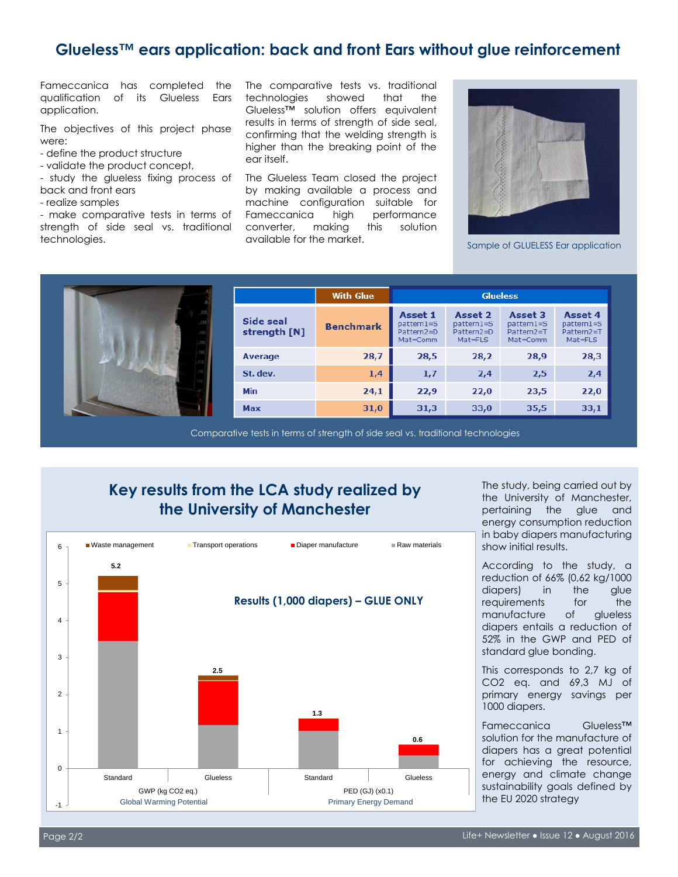# Glueless™ ears application: back and front Ears without glue reinforcement

Fameccanica has completed the qualification of its Glueless Ears application.

The objectives of this project phase were:

- define the product structure
- validate the product concept,
- study the glueless fixing process of back and front ears
- realize samples
- make comparative tests in terms of strength of side seal vs. traditional technologies.

The comparative tests vs. traditional technologies showed that the Glueless™ solution offers equivalent results in terms of strength of side seal, confirming that the welding strength is higher than the breaking point of the ear itself.

The Glueless Team closed the project by making available a process and machine configuration suitable for Fameccanica high performance converter, making this solution available for the market.

Sample of GLUELESS Ear application

| | With Glue | Glueless | | | |
|---|---|---|---|---|---|
| Side seal strength [N] | Benchmark | Asset 1 pattern1=S Pattern2=D Mat=Comm | Asset 2 pattern1=S Pattern2=D Mat=FLS | Asset 3 pattern1=S Pattern2=T Mat=Comm | Asset 4 pattern1=S Pattern2=T Mat=FLS |
| Average | 28,7 | 28,5 | 28,2 | 28,9 | 28,3 |
| St. dev. | 1,4 | 1,7 | 2,4 | 2,5 | 2,4 |
| Min | 24,1 | 22,9 | 22,0 | 23,5 | 22,0 |
| Max | 31,0 | 31,3 | 33,0 | 35,5 | 33,1 |

Comparative tests in terms of strength of side seal vs. traditional technologies

## Key results from the LCA study realized by the University of Manchester

Results (1,000 diapers) – GLUE ONLY

Waste management
Transport operations
Diaper manufacture
Raw materials

5.2
2.5
1.3
0.6

Standard
Glueless
Standard
Glueless

GWP (kg CO2 eq.)
Global Warming Potential

PED (GJ) (x0.1)
Primary Energy Demand

The study, being carried out by the University of Manchester, pertaining the glue and energy consumption reduction in baby diapers manufacturing show initial results.

According to the study, a reduction of 66% (0,62 kg/1000 diapers) in the glue requirements for the manufacture of glueless diapers entails a reduction of 52% in the GWP and PED of standard glue bonding.

This corresponds to 2,7 kg of $CO_2$ eq. and 69,3 MJ of primary energy savings per 1000 diapers.

Fameccanica Glueless™ solution for the manufacture of diapers has a great potential for achieving the resource, energy and climate change sustainability goals defined by the EU 2020 strategy